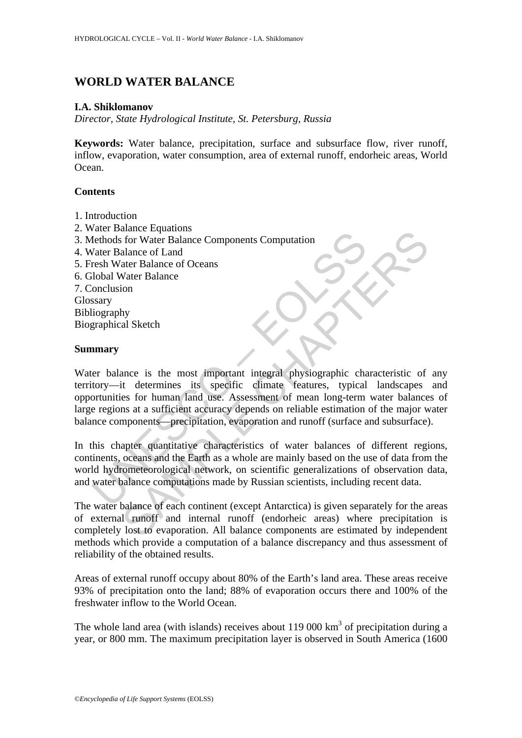# WORLD WATER BALANCE

**I.A. Shiklomanov**

*Director, State Hydrological Institute, St. Petersburg, Russia*

**Keywords:** Water balance, precipitation, surface and subsurface flow, river runoff, inflow, evaporation, water consumption, area of external runoff, endorheic areas, World Ocean.

## Contents

1. Introduction
2. Water Balance Equations
3. Methods for Water Balance Components Computation
4. Water Balance of Land
5. Fresh Water Balance of Oceans
6. Global Water Balance
7. Conclusion

Glossary
Bibliography
Biographical Sketch

## Summary

Water balance is the most important integral physiographic characteristic of any territory—it determines its specific climate features, typical landscapes and opportunities for human land use. Assessment of mean long-term water balances of large regions at a sufficient accuracy depends on reliable estimation of the major water balance components—precipitation, evaporation and runoff (surface and subsurface).

In this chapter quantitative characteristics of water balances of different regions, continents, oceans and the Earth as a whole are mainly based on the use of data from the world hydrometeorological network, on scientific generalizations of observation data, and water balance computations made by Russian scientists, including recent data.

The water balance of each continent (except Antarctica) is given separately for the areas of external runoff and internal runoff (endorheic areas) where precipitation is completely lost to evaporation. All balance components are estimated by independent methods which provide a computation of a balance discrepancy and thus assessment of reliability of the obtained results.

Areas of external runoff occupy about 80% of the Earth's land area. These areas receive 93% of precipitation onto the land; 88% of evaporation occurs there and 100% of the freshwater inflow to the World Ocean.

The whole land area (with islands) receives about 119 000 km$^3$ of precipitation during a year, or 800 mm. The maximum precipitation layer is observed in South America (1600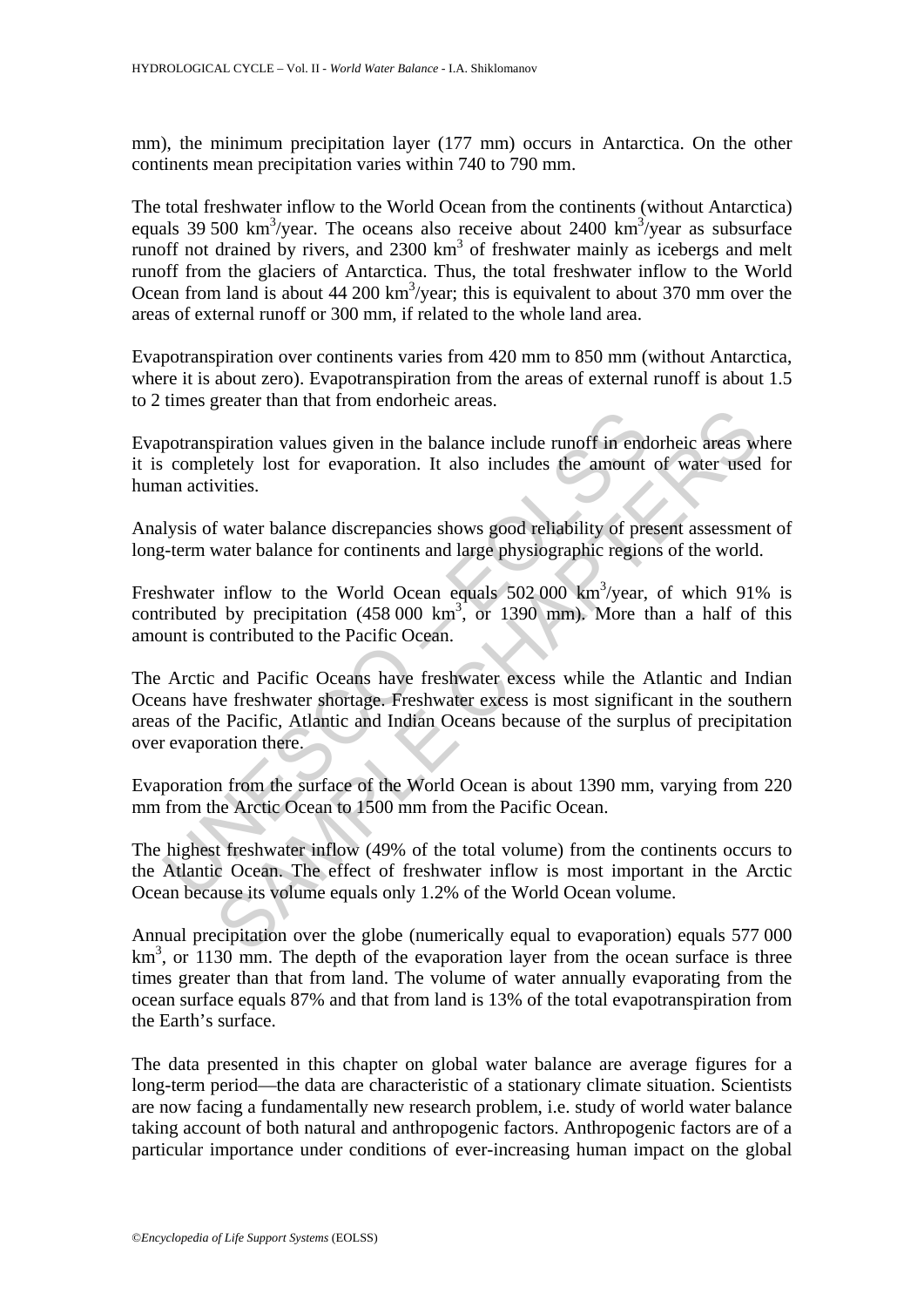mm), the minimum precipitation layer (177 mm) occurs in Antarctica. On the other continents mean precipitation varies within 740 to 790 mm.

The total freshwater inflow to the World Ocean from the continents (without Antarctica) equals 39 500 km$^3$/year. The oceans also receive about 2400 km$^3$/year as subsurface runoff not drained by rivers, and 2300 km$^3$ of freshwater mainly as icebergs and melt runoff from the glaciers of Antarctica. Thus, the total freshwater inflow to the World Ocean from land is about 44 200 km$^3$/year; this is equivalent to about 370 mm over the areas of external runoff or 300 mm, if related to the whole land area.

Evapotranspiration over continents varies from 420 mm to 850 mm (without Antarctica, where it is about zero). Evapotranspiration from the areas of external runoff is about 1.5 to 2 times greater than that from endorheic areas.

Evapotranspiration values given in the balance include runoff in endorheic areas where it is completely lost for evaporation. It also includes the amount of water used for human activities.

Analysis of water balance discrepancies shows good reliability of present assessment of long-term water balance for continents and large physiographic regions of the world.

Freshwater inflow to the World Ocean equals 502 000 km$^3$/year, of which 91% is contributed by precipitation (458 000 km$^3$, or 1390 mm). More than a half of this amount is contributed to the Pacific Ocean.

The Arctic and Pacific Oceans have freshwater excess while the Atlantic and Indian Oceans have freshwater shortage. Freshwater excess is most significant in the southern areas of the Pacific, Atlantic and Indian Oceans because of the surplus of precipitation over evaporation there.

Evaporation from the surface of the World Ocean is about 1390 mm, varying from 220 mm from the Arctic Ocean to 1500 mm from the Pacific Ocean.

The highest freshwater inflow (49% of the total volume) from the continents occurs to the Atlantic Ocean. The effect of freshwater inflow is most important in the Arctic Ocean because its volume equals only 1.2% of the World Ocean volume.

Annual precipitation over the globe (numerically equal to evaporation) equals 577 000 km$^3$, or 1130 mm. The depth of the evaporation layer from the ocean surface is three times greater than that from land. The volume of water annually evaporating from the ocean surface equals 87% and that from land is 13% of the total evapotranspiration from the Earth's surface.

The data presented in this chapter on global water balance are average figures for a long-term period—the data are characteristic of a stationary climate situation. Scientists are now facing a fundamentally new research problem, i.e. study of world water balance taking account of both natural and anthropogenic factors. Anthropogenic factors are of a particular importance under conditions of ever-increasing human impact on the global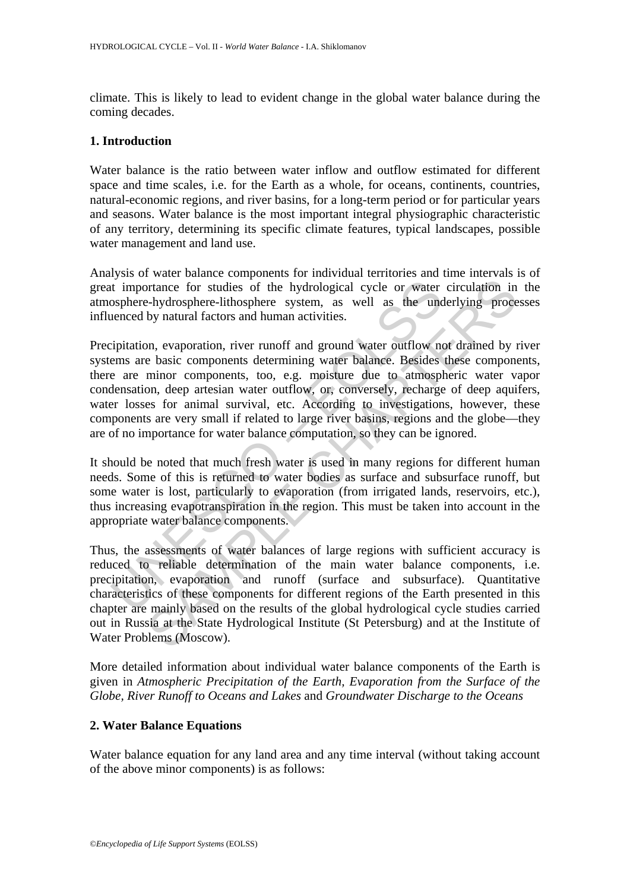climate. This is likely to lead to evident change in the global water balance during the coming decades.

## 1. Introduction

Water balance is the ratio between water inflow and outflow estimated for different space and time scales, i.e. for the Earth as a whole, for oceans, continents, countries, natural-economic regions, and river basins, for a long-term period or for particular years and seasons. Water balance is the most important integral physiographic characteristic of any territory, determining its specific climate features, typical landscapes, possible water management and land use.

Analysis of water balance components for individual territories and time intervals is of great importance for studies of the hydrological cycle or water circulation in the atmosphere-hydrosphere-lithosphere system, as well as the underlying processes influenced by natural factors and human activities.

Precipitation, evaporation, river runoff and ground water outflow not drained by river systems are basic components determining water balance. Besides these components, there are minor components, too, e.g. moisture due to atmospheric water vapor condensation, deep artesian water outflow, or, conversely, recharge of deep aquifers, water losses for animal survival, etc. According to investigations, however, these components are very small if related to large river basins, regions and the globe—they are of no importance for water balance computation, so they can be ignored.

It should be noted that much fresh water is used in many regions for different human needs. Some of this is returned to water bodies as surface and subsurface runoff, but some water is lost, particularly to evaporation (from irrigated lands, reservoirs, etc.), thus increasing evapotranspiration in the region. This must be taken into account in the appropriate water balance components.

Thus, the assessments of water balances of large regions with sufficient accuracy is reduced to reliable determination of the main water balance components, i.e. precipitation, evaporation and runoff (surface and subsurface). Quantitative characteristics of these components for different regions of the Earth presented in this chapter are mainly based on the results of the global hydrological cycle studies carried out in Russia at the State Hydrological Institute (St Petersburg) and at the Institute of Water Problems (Moscow).

More detailed information about individual water balance components of the Earth is given in *Atmospheric Precipitation of the Earth, Evaporation from the Surface of the Globe, River Runoff to Oceans and Lakes* and *Groundwater Discharge to the Oceans*

## 2. Water Balance Equations

Water balance equation for any land area and any time interval (without taking account of the above minor components) is as follows: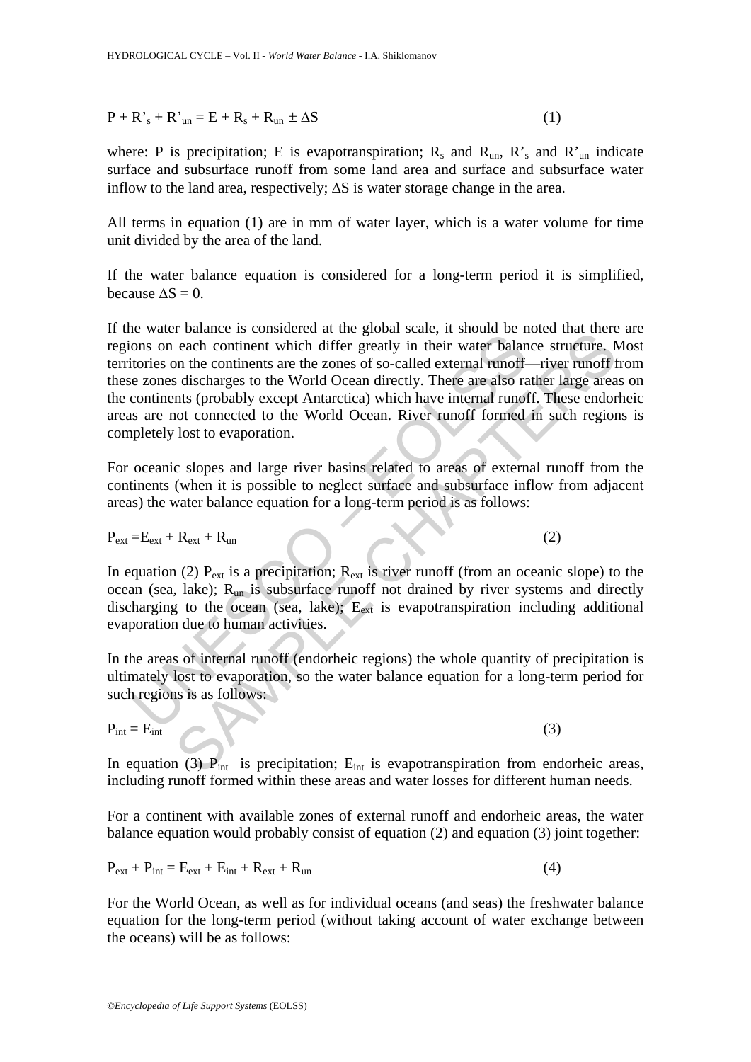$$P + R'_s + R'_{un} = E + R_s + R_{un} \pm \Delta S \quad (1)$$

where: P is precipitation; E is evapotranspiration; $R_s$ and $R_{un}$, $R'_s$ and $R'_{un}$ indicate surface and subsurface runoff from some land area and surface and subsurface water inflow to the land area, respectively; $\Delta S$ is water storage change in the area.

All terms in equation (1) are in mm of water layer, which is a water volume for time unit divided by the area of the land.

If the water balance equation is considered for a long-term period it is simplified, because $\Delta S = 0$.

If the water balance is considered at the global scale, it should be noted that there are regions on each continent which differ greatly in their water balance structure. Most territories on the continents are the zones of so-called external runoff—river runoff from these zones discharges to the World Ocean directly. There are also rather large areas on the continents (probably except Antarctica) which have internal runoff. These endorheic areas are not connected to the World Ocean. River runoff formed in such regions is completely lost to evaporation.

For oceanic slopes and large river basins related to areas of external runoff from the continents (when it is possible to neglect surface and subsurface inflow from adjacent areas) the water balance equation for a long-term period is as follows:

$$P_{ext} = E_{ext} + R_{ext} + R_{un} \quad (2)$$

In equation (2) $P_{ext}$ is a precipitation; $R_{ext}$ is river runoff (from an oceanic slope) to the ocean (sea, lake); $R_{un}$ is subsurface runoff not drained by river systems and directly discharging to the ocean (sea, lake); $E_{ext}$ is evapotranspiration including additional evaporation due to human activities.

In the areas of internal runoff (endorheic regions) the whole quantity of precipitation is ultimately lost to evaporation, so the water balance equation for a long-term period for such regions is as follows:

$$P_{int} = E_{int} \quad (3)$$

In equation (3) $P_{int}$ is precipitation; $E_{int}$ is evapotranspiration from endorheic areas, including runoff formed within these areas and water losses for different human needs.

For a continent with available zones of external runoff and endorheic areas, the water balance equation would probably consist of equation (2) and equation (3) joint together:

$$P_{ext} + P_{int} = E_{ext} + E_{int} + R_{ext} + R_{un} \quad (4)$$

For the World Ocean, as well as for individual oceans (and seas) the freshwater balance equation for the long-term period (without taking account of water exchange between the oceans) will be as follows: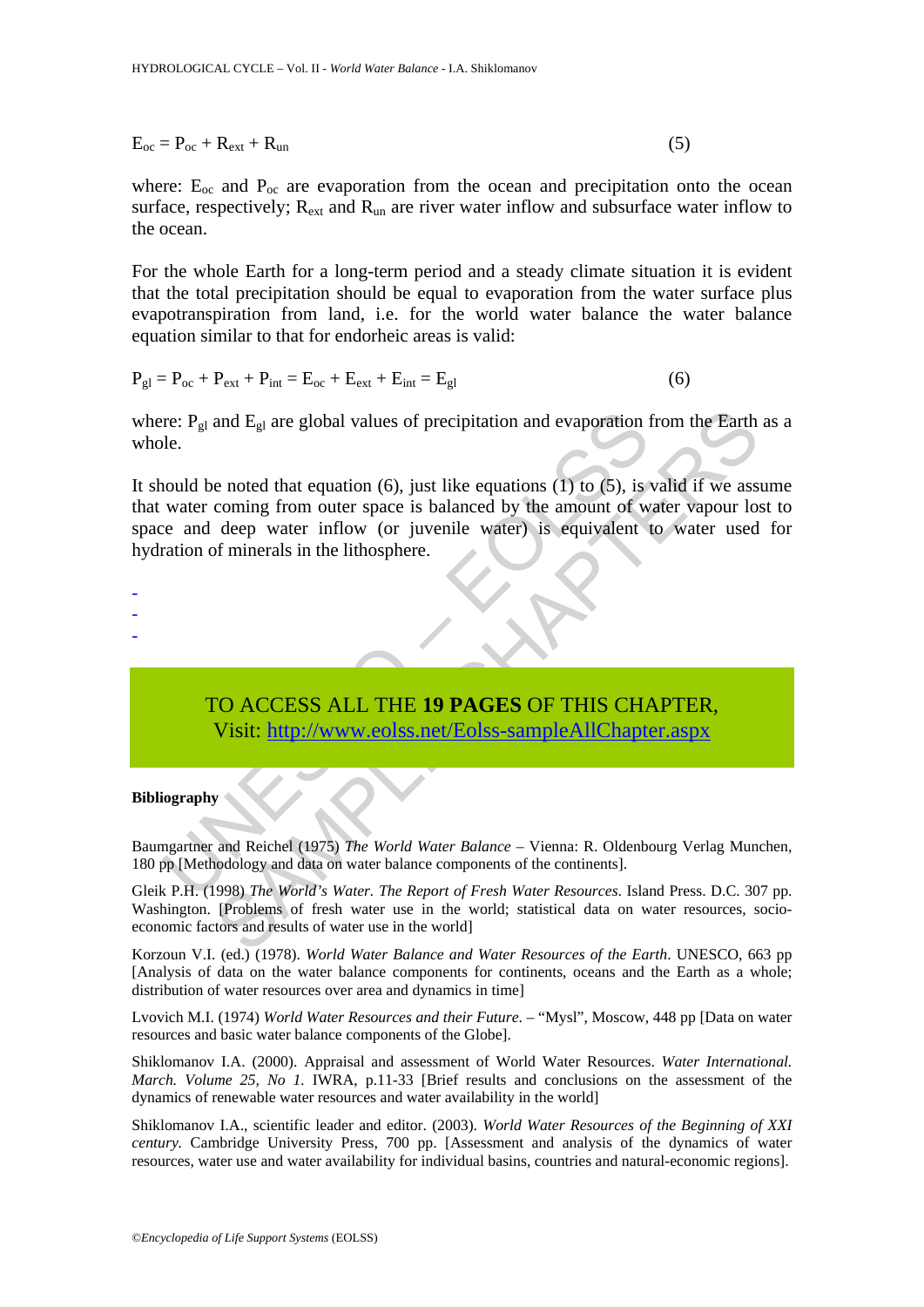$$E_{oc} = P_{oc} + R_{ext} + R_{un} \quad (5)$$

where: $E_{oc}$ and $P_{oc}$ are evaporation from the ocean and precipitation onto the ocean surface, respectively; $R_{ext}$ and $R_{un}$ are river water inflow and subsurface water inflow to the ocean.

For the whole Earth for a long-term period and a steady climate situation it is evident that the total precipitation should be equal to evaporation from the water surface plus evapotranspiration from land, i.e. for the world water balance the water balance equation similar to that for endorheic areas is valid:

$$P_{gl} = P_{oc} + P_{ext} + P_{int} = E_{oc} + E_{ext} + E_{int} = E_{gl} \quad (6)$$

where: $P_{gl}$ and $E_{gl}$ are global values of precipitation and evaporation from the Earth as a whole.

It should be noted that equation (6), just like equations (1) to (5), is valid if we assume that water coming from outer space is balanced by the amount of water vapour lost to space and deep water inflow (or juvenile water) is equivalent to water used for hydration of minerals in the lithosphere.

-
-
-

TO ACCESS ALL THE **19 PAGES** OF THIS CHAPTER,
Visit: http://www.eolss.net/Eolss-sampleAllChapter.aspx

**Bibliography**

Baumgartner and Reichel (1975) *The World Water Balance* – Vienna: R. Oldenbourg Verlag Munchen, 180 pp [Methodology and data on water balance components of the continents].

Gleik P.H. (1998) *The World's Water. The Report of Fresh Water Resources*. Island Press. D.C. 307 pp. Washington. [Problems of fresh water use in the world; statistical data on water resources, socio-economic factors and results of water use in the world]

Korzoun V.I. (ed.) (1978). *World Water Balance and Water Resources of the Earth*. UNESCO, 663 pp [Analysis of data on the water balance components for continents, oceans and the Earth as a whole; distribution of water resources over area and dynamics in time]

Lvovich M.I. (1974) *World Water Resources and their Future*. – "Mysl", Moscow, 448 pp [Data on water resources and basic water balance components of the Globe].

Shiklomanov I.A. (2000). Appraisal and assessment of World Water Resources. *Water International. March. Volume 25, No 1.* IWRA, p.11-33 [Brief results and conclusions on the assessment of the dynamics of renewable water resources and water availability in the world]

Shiklomanov I.A., scientific leader and editor. (2003). *World Water Resources of the Beginning of XXI century.* Cambridge University Press, 700 pp. [Assessment and analysis of the dynamics of water resources, water use and water availability for individual basins, countries and natural-economic regions].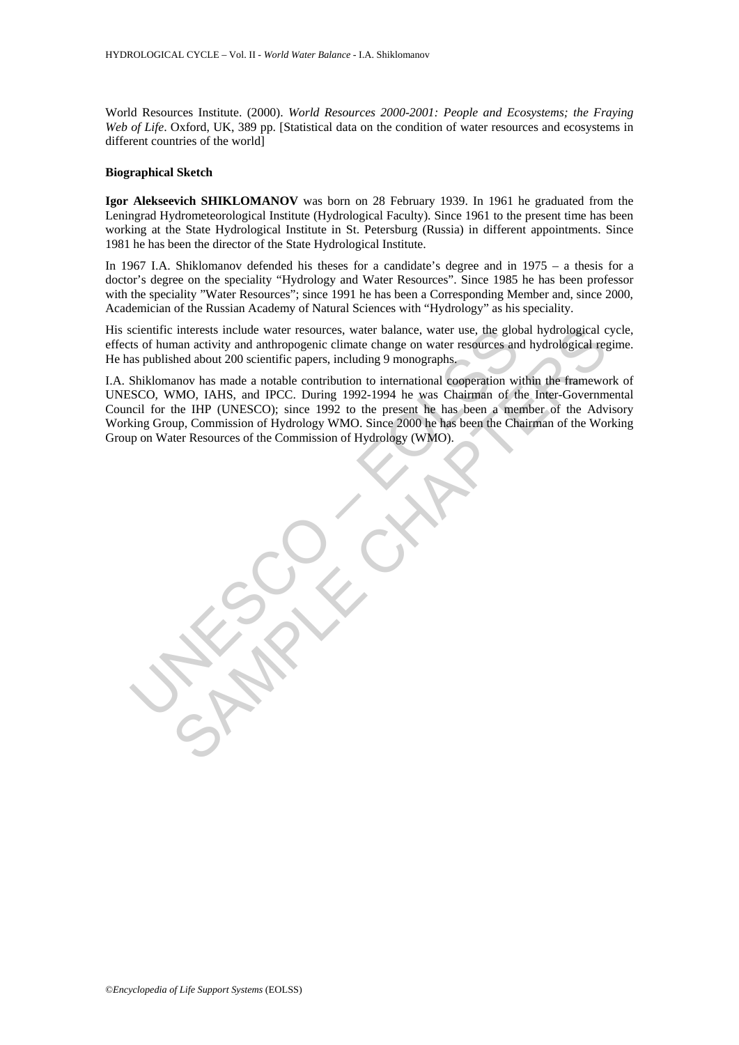World Resources Institute. (2000). *World Resources 2000-2001: People and Ecosystems; the Fraying Web of Life*. Oxford, UK, 389 pp. [Statistical data on the condition of water resources and ecosystems in different countries of the world]

### Biographical Sketch

**Igor Alekseevich SHIKLOMANOV** was born on 28 February 1939. In 1961 he graduated from the Leningrad Hydrometeorological Institute (Hydrological Faculty). Since 1961 to the present time has been working at the State Hydrological Institute in St. Petersburg (Russia) in different appointments. Since 1981 he has been the director of the State Hydrological Institute.

In 1967 I.A. Shiklomanov defended his theses for a candidate's degree and in 1975 – a thesis for a doctor's degree on the speciality "Hydrology and Water Resources". Since 1985 he has been professor with the speciality "Water Resources"; since 1991 he has been a Corresponding Member and, since 2000, Academician of the Russian Academy of Natural Sciences with "Hydrology" as his speciality.

His scientific interests include water resources, water balance, water use, the global hydrological cycle, effects of human activity and anthropogenic climate change on water resources and hydrological regime. He has published about 200 scientific papers, including 9 monographs.

I.A. Shiklomanov has made a notable contribution to international cooperation within the framework of UNESCO, WMO, IAHS, and IPCC. During 1992-1994 he was Chairman of the Inter-Governmental Council for the IHP (UNESCO); since 1992 to the present he has been a member of the Advisory Working Group, Commission of Hydrology WMO. Since 2000 he has been the Chairman of the Working Group on Water Resources of the Commission of Hydrology (WMO).